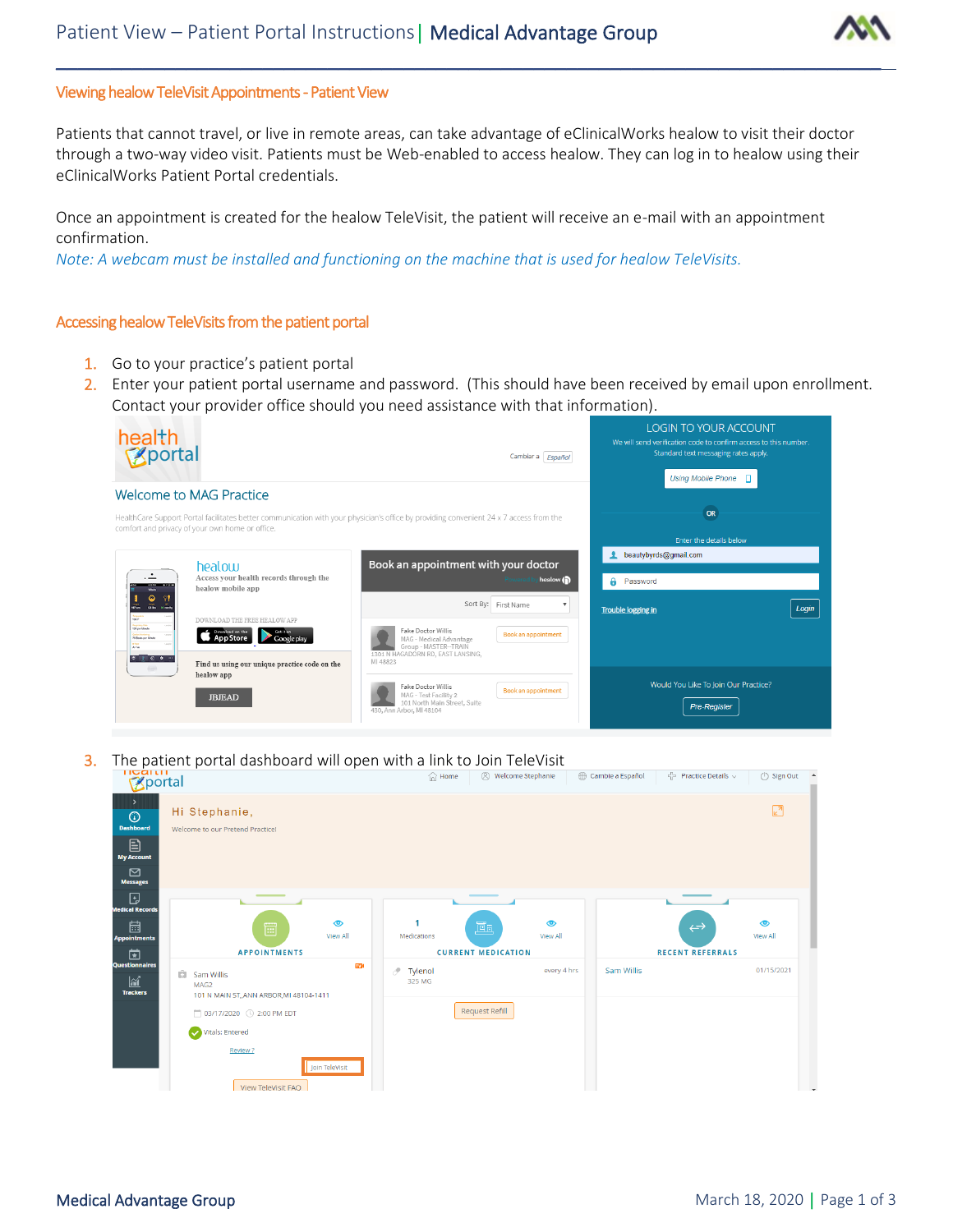## Viewing healow TeleVisit Appointments - Patient View

Patients that cannot travel, or live in remote areas, can take advantage of eClinicalWorks healow to visit their doctor through a two-way video visit. Patients must be Web-enabled to access healow. They can log in to healow using their eClinicalWorks Patient Portal credentials.

Once an appointment is created for the healow TeleVisit, the patient will receive an e-mail with an appointment confirmation.

*Note: A webcam must be installed and functioning on the machine that is used for healow TeleVisits.*

## Accessing healow TeleVisits from the patient portal

1. Go to your practice's patient portal
2. Enter your patient portal username and password. (This should have been received by email upon enrollment. Contact your provider office should you need assistance with that information).
3. The patient portal dashboard will open with a link to Join TeleVisit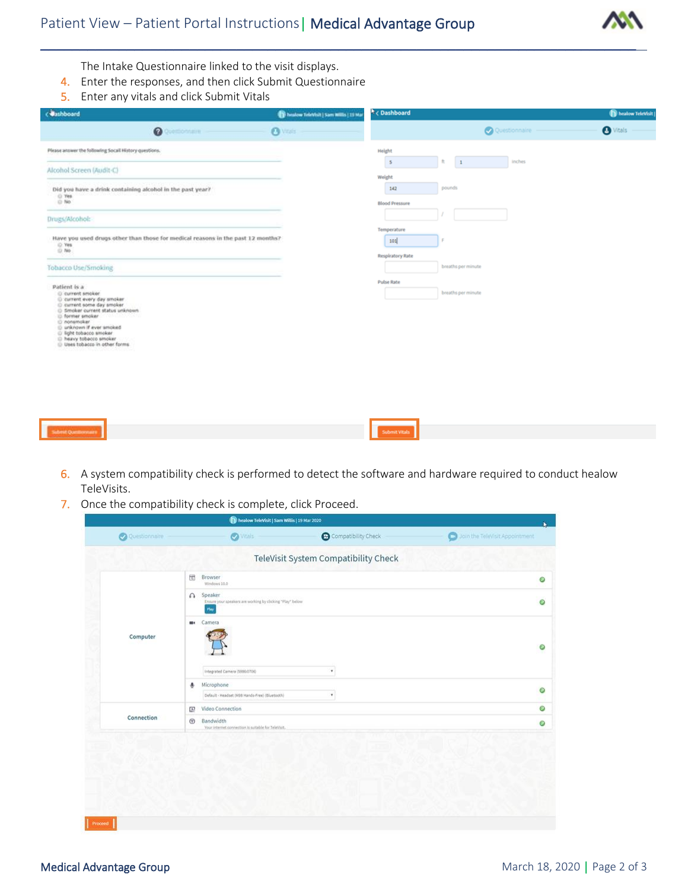The Intake Questionnaire linked to the visit displays.

4. Enter the responses, and then click Submit Questionnaire
5. Enter any vitals and click Submit Vitals

6. A system compatibility check is performed to detect the software and hardware required to conduct healow TeleVisits.
7. Once the compatibility check is complete, click Proceed.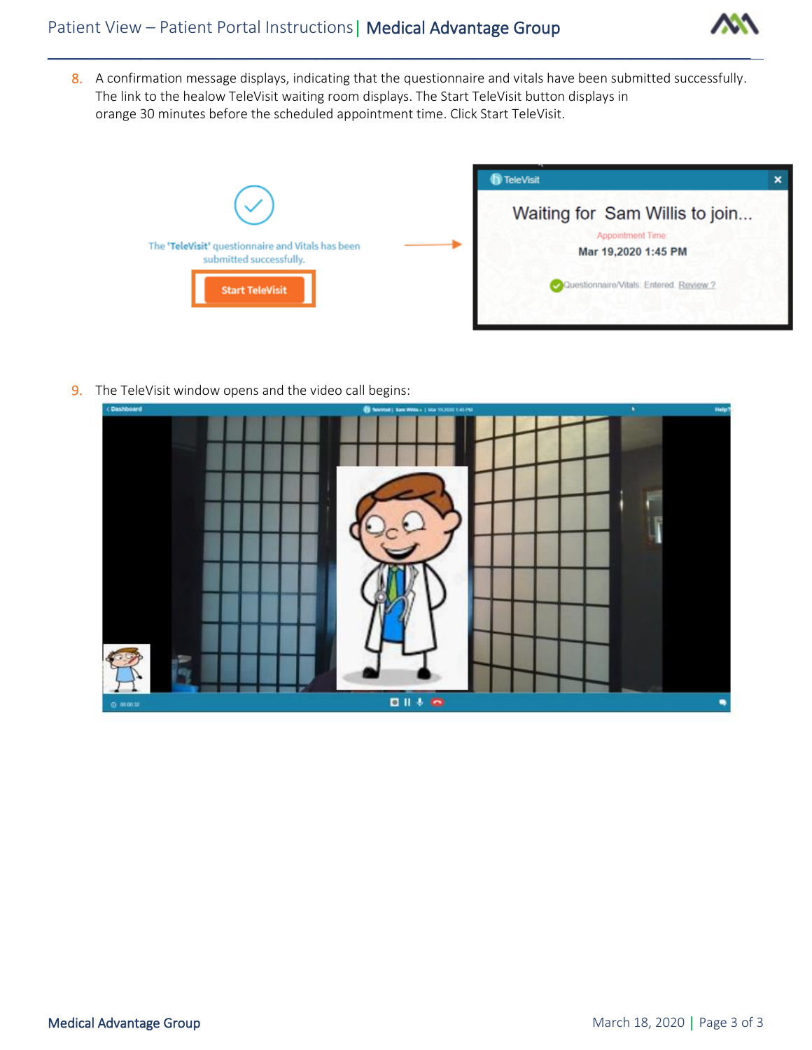8. A confirmation message displays, indicating that the questionnaire and vitals have been submitted successfully. The link to the healow TeleVisit waiting room displays. The Start TeleVisit button displays in orange 30 minutes before the scheduled appointment time. Click Start TeleVisit.

9. The TeleVisit window opens and the video call begins: